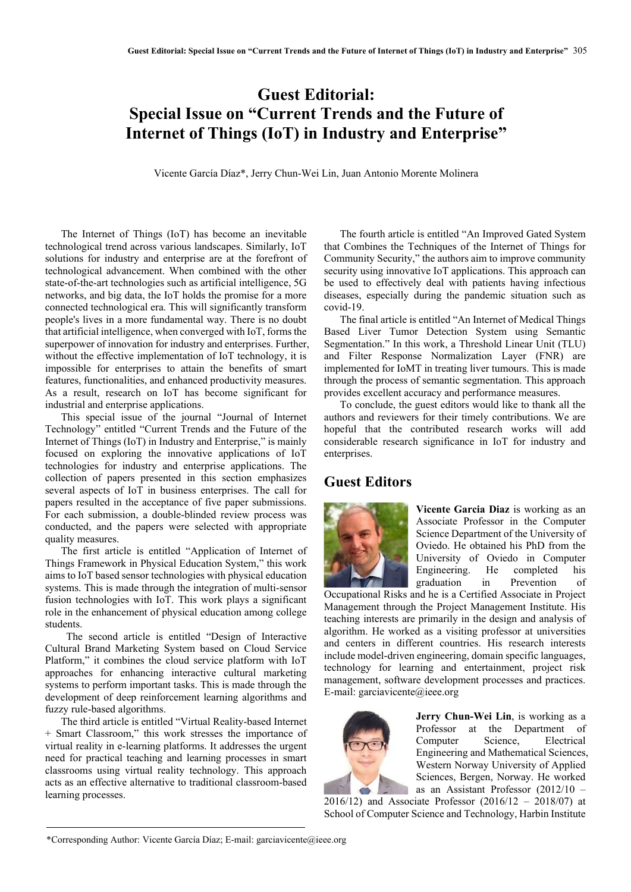# Guest Editorial: Special Issue on "Current Trends and the Future of Internet of Things (IoT) in Industry and Enterprise"

Vicente García Díaz*, Jerry Chun-Wei Lin, Juan Antonio Morente Molinera

The Internet of Things (IoT) has become an inevitable technological trend across various landscapes. Similarly, IoT solutions for industry and enterprise are at the forefront of technological advancement. When combined with the other state-of-the-art technologies such as artificial intelligence, 5G networks, and big data, the IoT holds the promise for a more connected technological era. This will significantly transform people's lives in a more fundamental way. There is no doubt that artificial intelligence, when converged with IoT, forms the superpower of innovation for industry and enterprises. Further, without the effective implementation of IoT technology, it is impossible for enterprises to attain the benefits of smart features, functionalities, and enhanced productivity measures. As a result, research on IoT has become significant for industrial and enterprise applications.

This special issue of the journal "Journal of Internet Technology" entitled "Current Trends and the Future of the Internet of Things (IoT) in Industry and Enterprise," is mainly focused on exploring the innovative applications of IoT technologies for industry and enterprise applications. The collection of papers presented in this section emphasizes several aspects of IoT in business enterprises. The call for papers resulted in the acceptance of five paper submissions. For each submission, a double-blinded review process was conducted, and the papers were selected with appropriate quality measures.

The first article is entitled "Application of Internet of Things Framework in Physical Education System," this work aims to IoT based sensor technologies with physical education systems. This is made through the integration of multi-sensor fusion technologies with IoT. This work plays a significant role in the enhancement of physical education among college students.

The second article is entitled "Design of Interactive Cultural Brand Marketing System based on Cloud Service Platform," it combines the cloud service platform with IoT approaches for enhancing interactive cultural marketing systems to perform important tasks. This is made through the development of deep reinforcement learning algorithms and fuzzy rule-based algorithms.

The third article is entitled "Virtual Reality-based Internet + Smart Classroom," this work stresses the importance of virtual reality in e-learning platforms. It addresses the urgent need for practical teaching and learning processes in smart classrooms using virtual reality technology. This approach acts as an effective alternative to traditional classroom-based learning processes.

The fourth article is entitled "An Improved Gated System that Combines the Techniques of the Internet of Things for Community Security," the authors aim to improve community security using innovative IoT applications. This approach can be used to effectively deal with patients having infectious diseases, especially during the pandemic situation such as covid-19.

The final article is entitled "An Internet of Medical Things Based Liver Tumor Detection System using Semantic Segmentation." In this work, a Threshold Linear Unit (TLU) and Filter Response Normalization Layer (FNR) are implemented for IoMT in treating liver tumours. This is made through the process of semantic segmentation. This approach provides excellent accuracy and performance measures.

To conclude, the guest editors would like to thank all the authors and reviewers for their timely contributions. We are hopeful that the contributed research works will add considerable research significance in IoT for industry and enterprises.

## Guest Editors

**Vicente Garcia Diaz** is working as an Associate Professor in the Computer Science Department of the University of Oviedo. He obtained his PhD from the University of Oviedo in Computer Engineering. He completed his graduation in Prevention of Occupational Risks and he is a Certified Associate in Project Management through the Project Management Institute. His teaching interests are primarily in the design and analysis of algorithm. He worked as a visiting professor at universities and centers in different countries. His research interests include model-driven engineering, domain specific languages, technology for learning and entertainment, project risk management, software development processes and practices. E-mail: garciavicente@ieee.org

**Jerry Chun-Wei Lin**, is working as a Professor at the Department of Computer Science, Electrical Engineering and Mathematical Sciences, Western Norway University of Applied Sciences, Bergen, Norway. He worked as an Assistant Professor (2012/10 – 2016/12) and Associate Professor (2016/12 – 2018/07) at School of Computer Science and Technology, Harbin Institute

*Corresponding Author: Vicente García Díaz; E-mail: garciavicente@ieee.org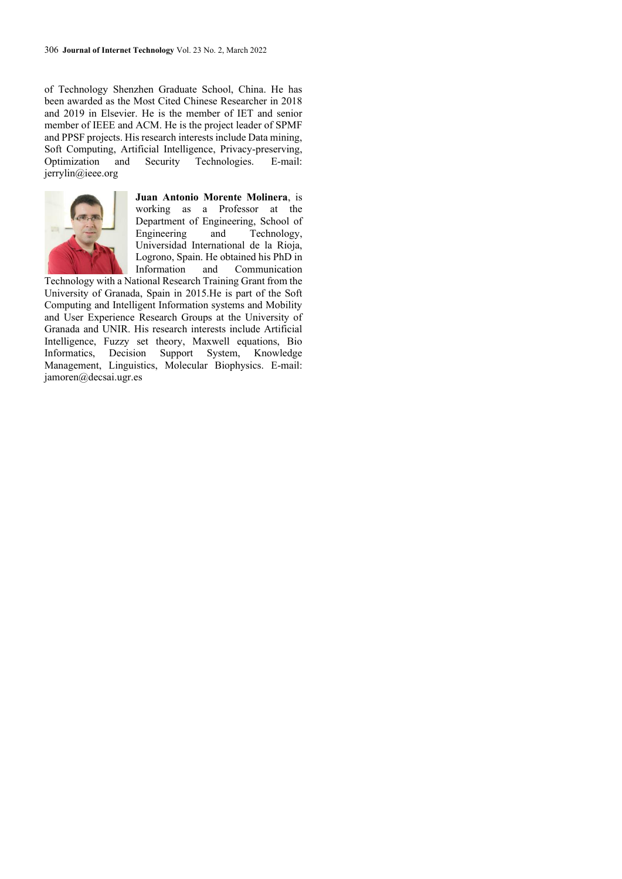of Technology Shenzhen Graduate School, China. He has been awarded as the Most Cited Chinese Researcher in 2018 and 2019 in Elsevier. He is the member of IET and senior member of IEEE and ACM. He is the project leader of SPMF and PPSF projects. His research interests include Data mining, Soft Computing, Artificial Intelligence, Privacy-preserving, Optimization and Security Technologies. E-mail: jerrylin@ieee.org

**Juan Antonio Morente Molinera**, is working as a Professor at the Department of Engineering, School of Engineering and Technology, Universidad International de la Rioja, Logrono, Spain. He obtained his PhD in Information and Communication Technology with a National Research Training Grant from the University of Granada, Spain in 2015.He is part of the Soft Computing and Intelligent Information systems and Mobility and User Experience Research Groups at the University of Granada and UNIR. His research interests include Artificial Intelligence, Fuzzy set theory, Maxwell equations, Bio Informatics, Decision Support System, Knowledge Management, Linguistics, Molecular Biophysics. E-mail: jamoren@decsai.ugr.es